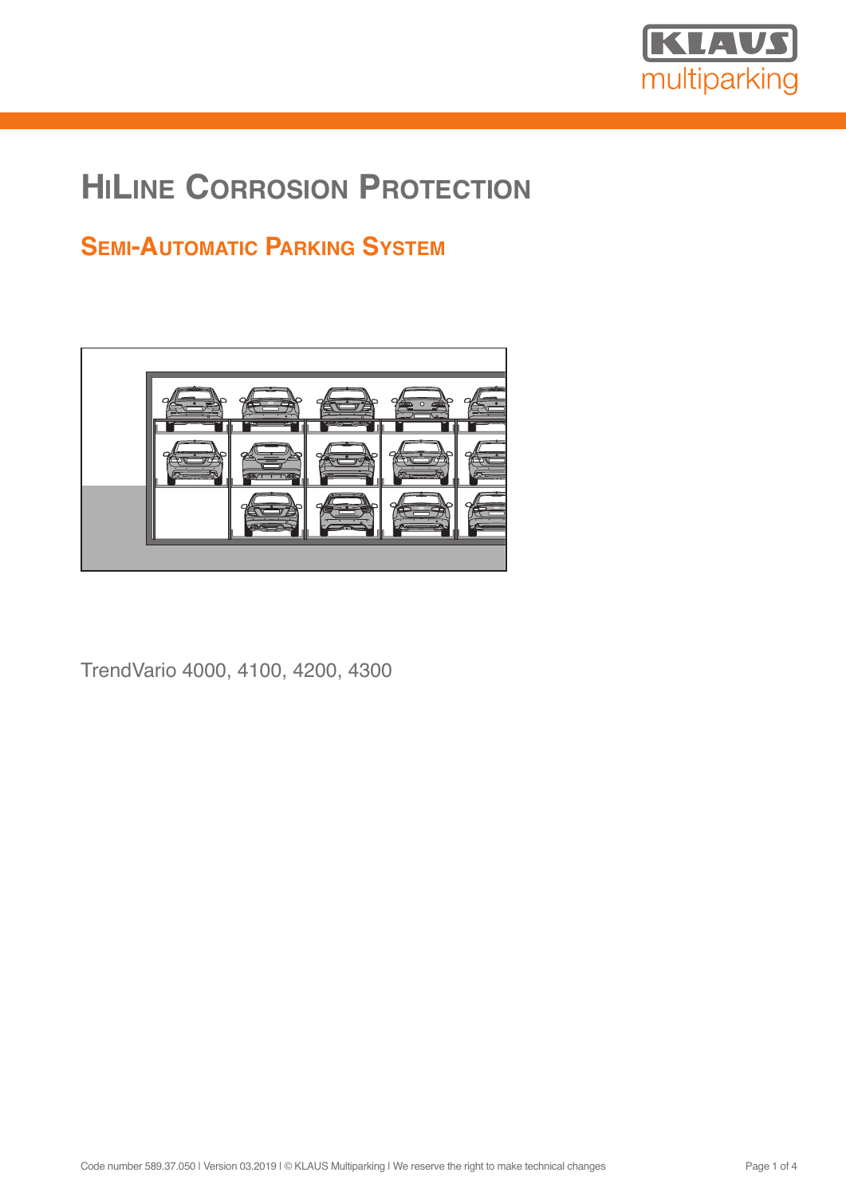# HiLine Corrosion Protection

## Semi-Automatic Parking System

TrendVario 4000, 4100, 4200, 4300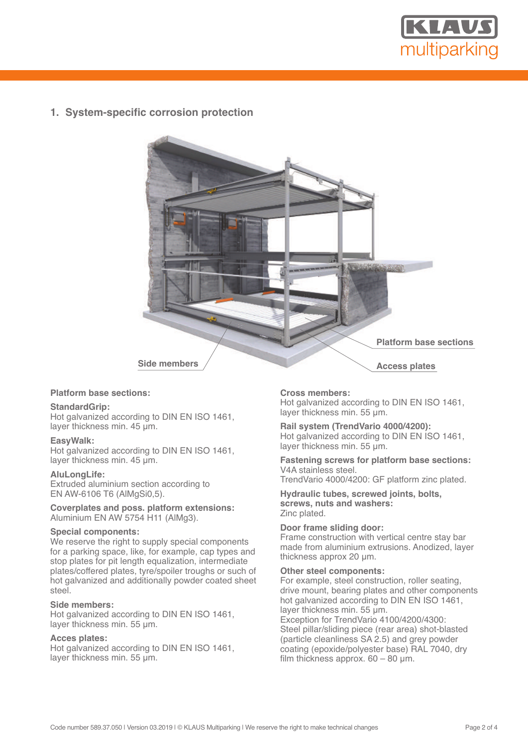## 1. System-specific corrosion protection

Platform base sections

Side members

Access plates

**Platform base sections:**

**StandardGrip:**
Hot galvanized according to DIN EN ISO 1461, layer thickness min. 45 µm.

**EasyWalk:**
Hot galvanized according to DIN EN ISO 1461, layer thickness min. 45 µm.

**AluLongLife:**
Extruded aluminium section according to EN AW-6106 T6 (AlMgSi0,5).

**Coverplates and poss. platform extensions:**
Aluminium EN AW 5754 H11 (AlMg3).

**Special components:**
We reserve the right to supply special components for a parking space, like, for example, cap types and stop plates for pit length equalization, intermediate plates/coffered plates, tyre/spoiler troughs or such of hot galvanized and additionally powder coated sheet steel.

**Side members:**
Hot galvanized according to DIN EN ISO 1461, layer thickness min. 55 µm.

**Acces plates:**
Hot galvanized according to DIN EN ISO 1461, layer thickness min. 55 µm.

**Cross members:**
Hot galvanized according to DIN EN ISO 1461, layer thickness min. 55 µm.

**Rail system (TrendVario 4000/4200):**
Hot galvanized according to DIN EN ISO 1461, layer thickness min. 55 µm.

**Fastening screws for platform base sections:**
V4A stainless steel.
TrendVario 4000/4200: GF platform zinc plated.

**Hydraulic tubes, screwed joints, bolts, screws, nuts and washers:**
Zinc plated.

**Door frame sliding door:**
Frame construction with vertical centre stay bar made from aluminium extrusions. Anodized, layer thickness approx 20 µm.

**Other steel components:**
For example, steel construction, roller seating, drive mount, bearing plates and other components hot galvanized according to DIN EN ISO 1461, layer thickness min. 55 µm.
Exception for TrendVario 4100/4200/4300: Steel pillar/sliding piece (rear area) shot-blasted (particle cleanliness SA 2.5) and grey powder coating (epoxide/polyester base) RAL 7040, dry film thickness approx. 60 – 80 µm.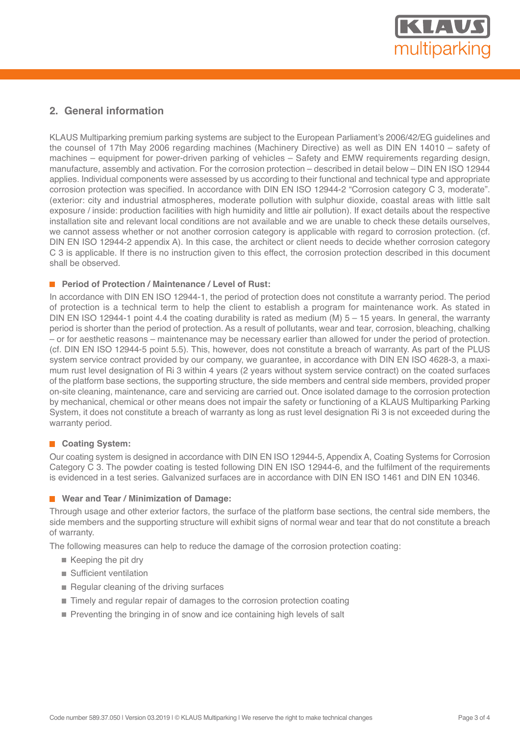## 2. General information

KLAUS Multiparking premium parking systems are subject to the European Parliament's 2006/42/EG guidelines and the counsel of 17th May 2006 regarding machines (Machinery Directive) as well as DIN EN 14010 – safety of machines – equipment for power-driven parking of vehicles – Safety and EMW requirements regarding design, manufacture, assembly and activation. For the corrosion protection – described in detail below – DIN EN ISO 12944 applies. Individual components were assessed by us according to their functional and technical type and appropriate corrosion protection was specified. In accordance with DIN EN ISO 12944-2 "Corrosion category C 3, moderate". (exterior: city and industrial atmospheres, moderate pollution with sulphur dioxide, coastal areas with little salt exposure / inside: production facilities with high humidity and little air pollution). If exact details about the respective installation site and relevant local conditions are not available and we are unable to check these details ourselves, we cannot assess whether or not another corrosion category is applicable with regard to corrosion protection. (cf. DIN EN ISO 12944-2 appendix A). In this case, the architect or client needs to decide whether corrosion category C 3 is applicable. If there is no instruction given to this effect, the corrosion protection described in this document shall be observed.

### Period of Protection / Maintenance / Level of Rust:

In accordance with DIN EN ISO 12944-1, the period of protection does not constitute a warranty period. The period of protection is a technical term to help the client to establish a program for maintenance work. As stated in DIN EN ISO 12944-1 point 4.4 the coating durability is rated as medium (M) 5 – 15 years. In general, the warranty period is shorter than the period of protection. As a result of pollutants, wear and tear, corrosion, bleaching, chalking – or for aesthetic reasons – maintenance may be necessary earlier than allowed for under the period of protection. (cf. DIN EN ISO 12944-5 point 5.5). This, however, does not constitute a breach of warranty. As part of the PLUS system service contract provided by our company, we guarantee, in accordance with DIN EN ISO 4628-3, a maximum rust level designation of Ri 3 within 4 years (2 years without system service contract) on the coated surfaces of the platform base sections, the supporting structure, the side members and central side members, provided proper on-site cleaning, maintenance, care and servicing are carried out. Once isolated damage to the corrosion protection by mechanical, chemical or other means does not impair the safety or functioning of a KLAUS Multiparking Parking System, it does not constitute a breach of warranty as long as rust level designation Ri 3 is not exceeded during the warranty period.

### Coating System:

Our coating system is designed in accordance with DIN EN ISO 12944-5, Appendix A, Coating Systems for Corrosion Category C 3. The powder coating is tested following DIN EN ISO 12944-6, and the fulfilment of the requirements is evidenced in a test series. Galvanized surfaces are in accordance with DIN EN ISO 1461 and DIN EN 10346.

### Wear and Tear / Minimization of Damage:

Through usage and other exterior factors, the surface of the platform base sections, the central side members, the side members and the supporting structure will exhibit signs of normal wear and tear that do not constitute a breach of warranty.

The following measures can help to reduce the damage of the corrosion protection coating:

- Keeping the pit dry
- Sufficient ventilation
- Regular cleaning of the driving surfaces
- Timely and regular repair of damages to the corrosion protection coating
- Preventing the bringing in of snow and ice containing high levels of salt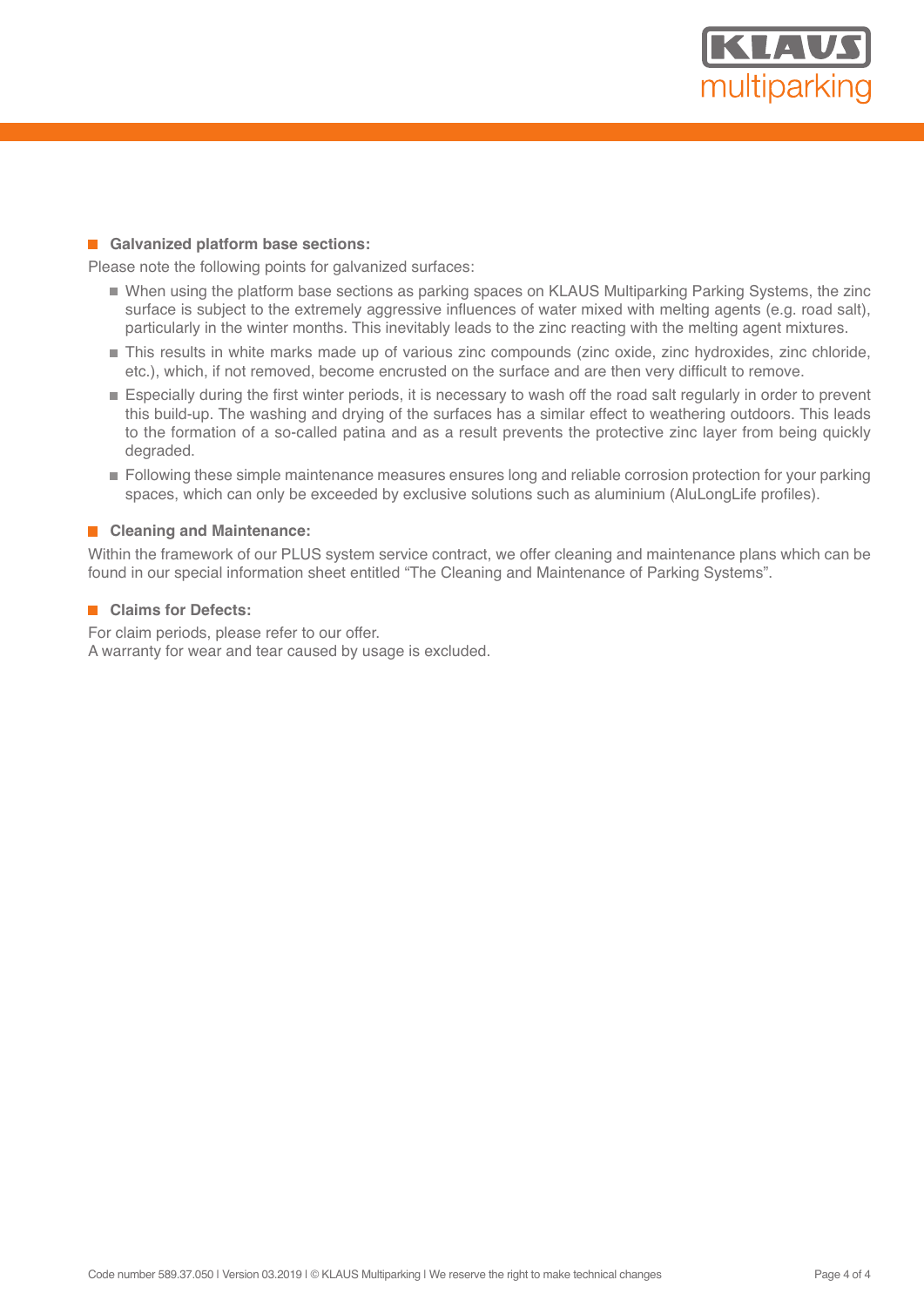## Galvanized platform base sections:

Please note the following points for galvanized surfaces:

- When using the platform base sections as parking spaces on KLAUS Multiparking Parking Systems, the zinc surface is subject to the extremely aggressive influences of water mixed with melting agents (e.g. road salt), particularly in the winter months. This inevitably leads to the zinc reacting with the melting agent mixtures.
- This results in white marks made up of various zinc compounds (zinc oxide, zinc hydroxides, zinc chloride, etc.), which, if not removed, become encrusted on the surface and are then very difficult to remove.
- Especially during the first winter periods, it is necessary to wash off the road salt regularly in order to prevent this build-up. The washing and drying of the surfaces has a similar effect to weathering outdoors. This leads to the formation of a so-called patina and as a result prevents the protective zinc layer from being quickly degraded.
- Following these simple maintenance measures ensures long and reliable corrosion protection for your parking spaces, which can only be exceeded by exclusive solutions such as aluminium (AluLongLife profiles).

## Cleaning and Maintenance:

Within the framework of our PLUS system service contract, we offer cleaning and maintenance plans which can be found in our special information sheet entitled “The Cleaning and Maintenance of Parking Systems”.

## Claims for Defects:

For claim periods, please refer to our offer.
A warranty for wear and tear caused by usage is excluded.